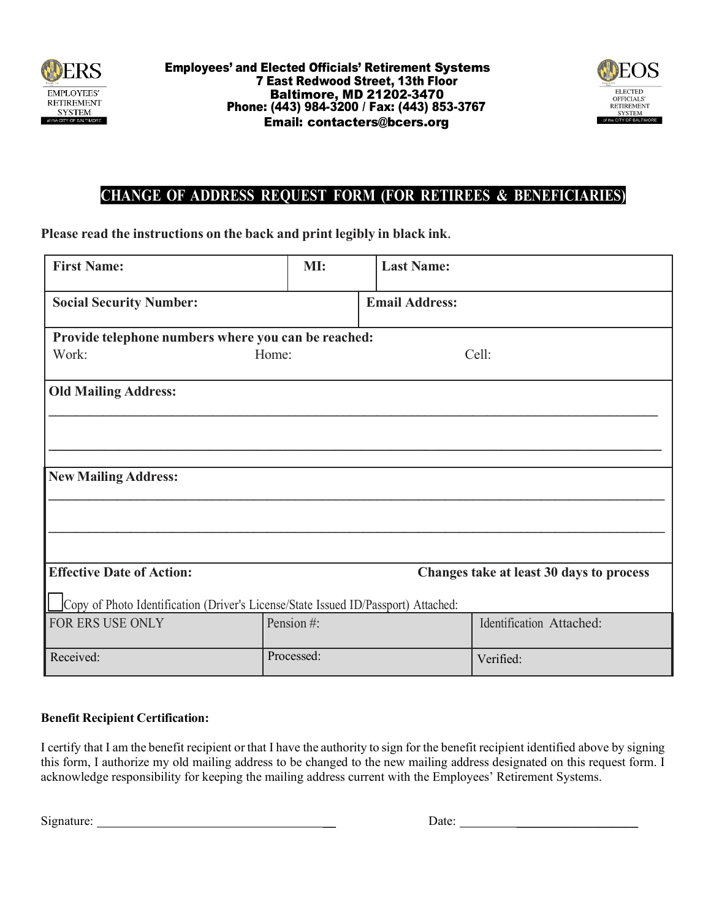**Employees' and Elected Officials' Retirement Systems**
**7 East Redwood Street, 13th Floor**
**Baltimore, MD 21202-3470**
**Phone: (443) 984-3200 / Fax: (443) 853-3767**
**Email: contacters@bcers.org**

# CHANGE OF ADDRESS REQUEST FORM (FOR RETIREES & BENEFICIARIES)

**Please read the instructions on the back and print legibly in black ink.**

| **First Name:** | **MI:** | **Last Name:** |
|---|---|---|
| **Social Security Number:** | | **Email Address:** |

**Provide telephone numbers where you can be reached:**
Work: Home: Cell:

**Old Mailing Address:**

\_\_\_\_\_\_\_\_\_\_\_\_\_\_\_\_\_\_\_\_\_\_\_\_\_\_\_\_\_\_\_\_\_\_\_\_\_\_\_\_\_\_\_\_\_\_\_\_\_\_\_\_\_\_\_\_\_\_\_\_\_\_\_\_\_\_\_\_\_\_\_\_\_\_\_\_

\_\_\_\_\_\_\_\_\_\_\_\_\_\_\_\_\_\_\_\_\_\_\_\_\_\_\_\_\_\_\_\_\_\_\_\_\_\_\_\_\_\_\_\_\_\_\_\_\_\_\_\_\_\_\_\_\_\_\_\_\_\_\_\_\_\_\_\_\_\_\_\_\_\_\_\_

**New Mailing Address:**

\_\_\_\_\_\_\_\_\_\_\_\_\_\_\_\_\_\_\_\_\_\_\_\_\_\_\_\_\_\_\_\_\_\_\_\_\_\_\_\_\_\_\_\_\_\_\_\_\_\_\_\_\_\_\_\_\_\_\_\_\_\_\_\_\_\_\_\_\_\_\_\_\_\_\_\_

\_\_\_\_\_\_\_\_\_\_\_\_\_\_\_\_\_\_\_\_\_\_\_\_\_\_\_\_\_\_\_\_\_\_\_\_\_\_\_\_\_\_\_\_\_\_\_\_\_\_\_\_\_\_\_\_\_\_\_\_\_\_\_\_\_\_\_\_\_\_\_\_\_\_\_\_

**Effective Date of Action:** **Changes take at least 30 days to process**

☐ Copy of Photo Identification (Driver's License/State Issued ID/Passport) Attached:

| FOR ERS USE ONLY | Pension #: | Identification Attached: |
|---|---|---|
| Received: | Processed: | Verified: |

**Benefit Recipient Certification:**

I certify that I am the benefit recipient or that I have the authority to sign for the benefit recipient identified above by signing this form, I authorize my old mailing address to be changed to the new mailing address designated on this request form. I acknowledge responsibility for keeping the mailing address current with the Employees' Retirement Systems.

Signature: \_\_\_\_\_\_\_\_\_\_\_\_\_\_\_\_\_\_\_\_\_\_\_\_\_\_\_\_\_\_ Date: \_\_\_\_\_\_\_\_\_\_\_\_\_\_\_\_\_\_\_\_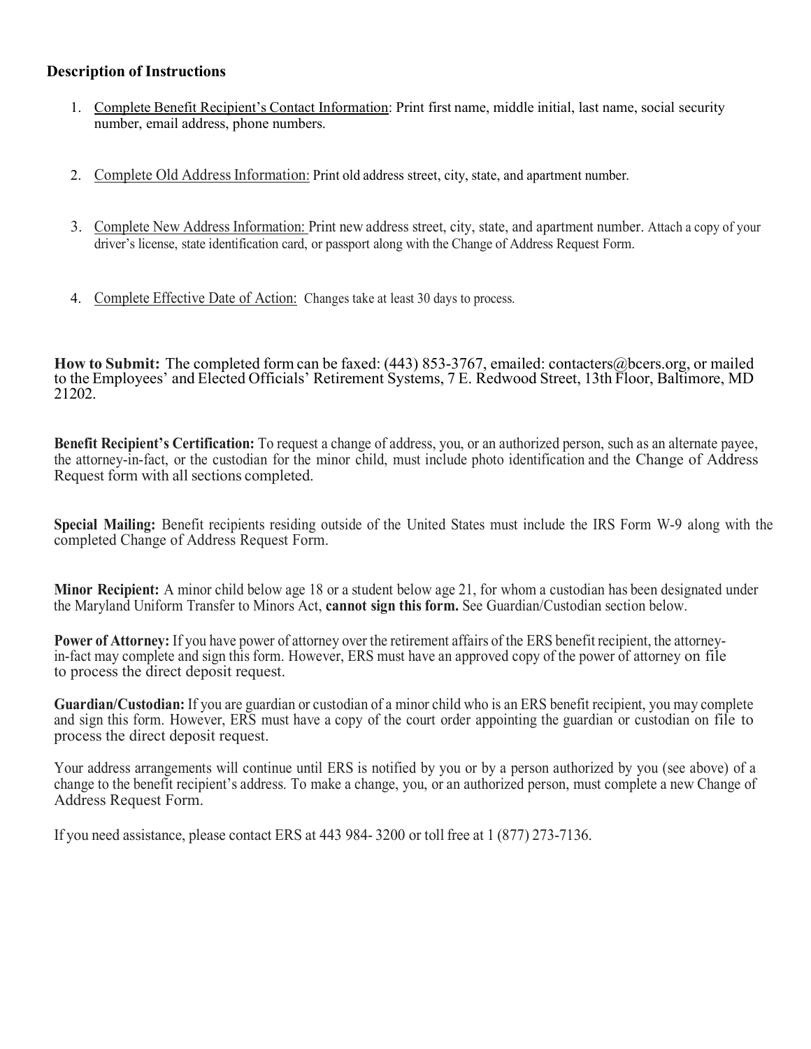## Description of Instructions

1. Complete Benefit Recipient's Contact Information: Print first name, middle initial, last name, social security number, email address, phone numbers.

2. Complete Old Address Information: Print old address street, city, state, and apartment number.

3. Complete New Address Information: Print new address street, city, state, and apartment number. Attach a copy of your driver's license, state identification card, or passport along with the Change of Address Request Form.

4. Complete Effective Date of Action: Changes take at least 30 days to process.

**How to Submit:** The completed form can be faxed: (443) 853-3767, emailed: contacters@bcers.org, or mailed to the Employees' and Elected Officials' Retirement Systems, 7 E. Redwood Street, 13th Floor, Baltimore, MD 21202.

**Benefit Recipient's Certification:** To request a change of address, you, or an authorized person, such as an alternate payee, the attorney-in-fact, or the custodian for the minor child, must include photo identification and the Change of Address Request form with all sections completed.

**Special Mailing:** Benefit recipients residing outside of the United States must include the IRS Form W-9 along with the completed Change of Address Request Form.

**Minor Recipient:** A minor child below age 18 or a student below age 21, for whom a custodian has been designated under the Maryland Uniform Transfer to Minors Act, **cannot sign this form.** See Guardian/Custodian section below.

**Power of Attorney:** If you have power of attorney over the retirement affairs of the ERS benefit recipient, the attorney-in-fact may complete and sign this form. However, ERS must have an approved copy of the power of attorney on file to process the direct deposit request.

**Guardian/Custodian:** If you are guardian or custodian of a minor child who is an ERS benefit recipient, you may complete and sign this form. However, ERS must have a copy of the court order appointing the guardian or custodian on file to process the direct deposit request.

Your address arrangements will continue until ERS is notified by you or by a person authorized by you (see above) of a change to the benefit recipient's address. To make a change, you, or an authorized person, must complete a new Change of Address Request Form.

If you need assistance, please contact ERS at 443 984- 3200 or toll free at 1 (877) 273-7136.